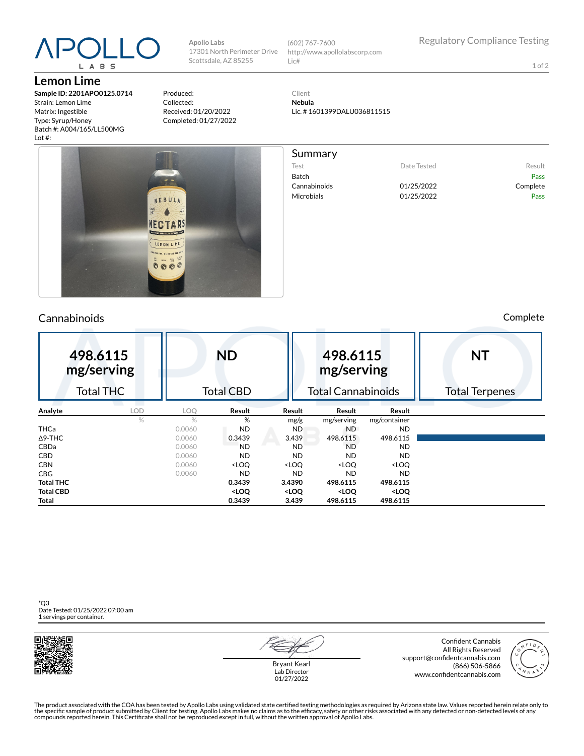APOLLO LABS

Apollo Labs
17301 North Perimeter Drive
Scottsdale, AZ 85255

(602) 767-7600
http://www.apollolabscorp.com
Lic#

Regulatory Compliance Testing

# Lemon Lime

**Sample ID: 2201APO0125.0714**
Strain: Lemon Lime
Matrix: Ingestible
Type: Syrup/Honey
Batch #: A004/165/LL500MG
Lot #:

Produced:
Collected:
Received: 01/20/2022
Completed: 01/27/2022

Client
**Nebula**
Lic. # 1601399DALU036811515

## Summary

| Test | Date Tested | Result |
|---|---|---|
| Batch | | Pass |
| Cannabinoids | 01/25/2022 | Complete |
| Microbials | 01/25/2022 | Pass |

## Cannabinoids

Complete

| 498.6115 mg/serving | ND | 498.6115 mg/serving | NT |
|---|---|---|---|
| Total THC | Total CBD | Total Cannabinoids | Total Terpenes |

| Analyte | LOD | LOQ | Result | Result | Result | Result |
|---|---|---|---|---|---|---|
| | % | % | % | mg/g | mg/serving | mg/container |
| THCa | | 0.0060 | ND | ND | ND | ND |
| Δ9-THC | | 0.0060 | 0.3439 | 3.439 | 498.6115 | 498.6115 |
| CBDa | | 0.0060 | ND | ND | ND | ND |
| CBD | | 0.0060 | ND | ND | ND | ND |
| CBN | | 0.0060 | <LOQ | <LOQ | <LOQ | <LOQ |
| CBG | | 0.0060 | ND | ND | ND | ND |
| **Total THC** | | | **0.3439** | **3.4390** | **498.6115** | **498.6115** |
| **Total CBD** | | | **<LOQ** | **<LOQ** | **<LOQ** | **<LOQ** |
| **Total** | | | **0.3439** | **3.439** | **498.6115** | **498.6115** |

*Q3
Date Tested: 01/25/2022 07:00 am
1 servings per container.

Bryant Kearl
Lab Director
01/27/2022

Confident Cannabis
All Rights Reserved
support@confidentcannabis.com
(866) 506-5866
www.confidentcannabis.com

The product associated with the COA has been tested by Apollo Labs using validated state certified testing methodologies as required by Arizona state law. Values reported herein relate only to the specific sample of product submitted by Client for testing. Apollo Labs makes no claims as to the efficacy, safety or other risks associated with any detected or non-detected levels of any compounds reported herein. This Certificate shall not be reproduced except in full, without the written approval of Apollo Labs.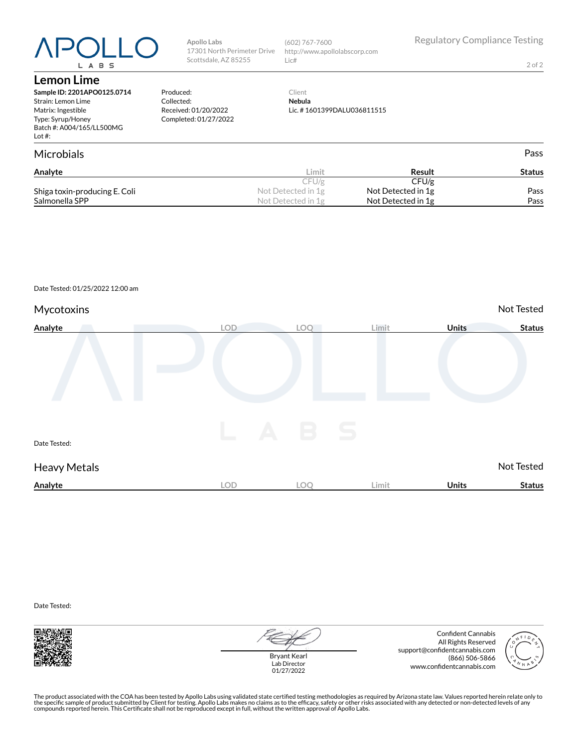Apollo Labs
17301 North Perimeter Drive
Scottsdale, AZ 85255

(602) 767-7600
http://www.apollolabscorp.com
Lic#

Regulatory Compliance Testing

## Lemon Lime

**Sample ID: 2201APO0125.0714**
Strain: Lemon Lime
Matrix: Ingestible
Type: Syrup/Honey
Batch #: A004/165/LL500MG
Lot #:

Produced:
Collected:
Received: 01/20/2022
Completed: 01/27/2022

Client
**Nebula**
Lic. # 1601399DALU036811515

### Microbials — Pass

| Analyte | Limit | Result | Status |
|---|---|---|---|
| | CFU/g | CFU/g | |
| Shiga toxin-producing E. Coli | Not Detected in 1g | Not Detected in 1g | Pass |
| Salmonella SPP | Not Detected in 1g | Not Detected in 1g | Pass |

Date Tested: 01/25/2022 12:00 am

### Mycotoxins — Not Tested

| Analyte | LOD | LOQ | Limit | Units | Status |
|---|---|---|---|---|---|

Date Tested:

### Heavy Metals — Not Tested

| Analyte | LOD | LOQ | Limit | Units | Status |
|---|---|---|---|---|---|

Date Tested:

Bryant Kearl
Lab Director
01/27/2022

Confident Cannabis
All Rights Reserved
support@confidentcannabis.com
(866) 506-5866
www.confidentcannabis.com

The product associated with the COA has been tested by Apollo Labs using validated state certified testing methodologies as required by Arizona state law. Values reported herein relate only to the specific sample of product submitted by Client for testing. Apollo Labs makes no claims as to the efficacy, safety or other risks associated with any detected or non-detected levels of any compounds reported herein. This Certificate shall not be reproduced except in full, without the written approval of Apollo Labs.